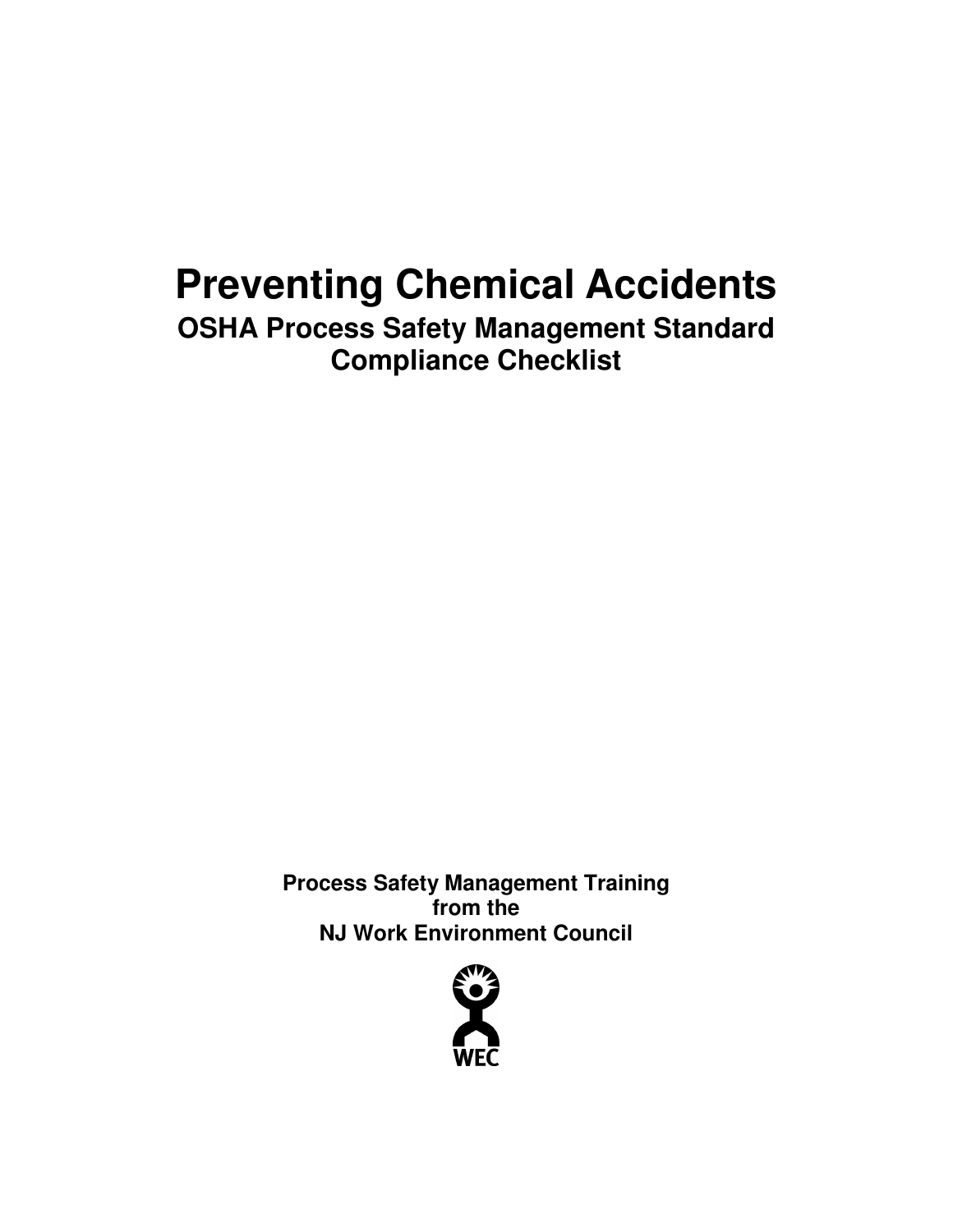# Preventing Chemical Accidents

## OSHA Process Safety Management Standard Compliance Checklist

**Process Safety Management Training from the NJ Work Environment Council**

WEC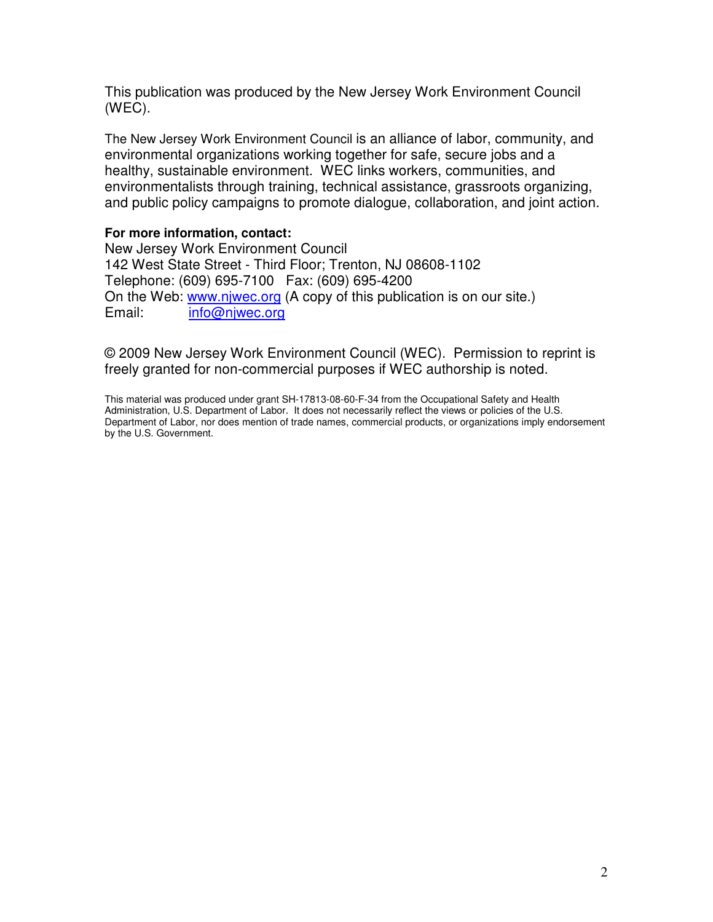This publication was produced by the New Jersey Work Environment Council (WEC).

The New Jersey Work Environment Council is an alliance of labor, community, and environmental organizations working together for safe, secure jobs and a healthy, sustainable environment. WEC links workers, communities, and environmentalists through training, technical assistance, grassroots organizing, and public policy campaigns to promote dialogue, collaboration, and joint action.

**For more information, contact:**
New Jersey Work Environment Council
142 West State Street - Third Floor; Trenton, NJ 08608-1102
Telephone: (609) 695-7100 Fax: (609) 695-4200
On the Web: www.njwec.org (A copy of this publication is on our site.)
Email: info@njwec.org

© 2009 New Jersey Work Environment Council (WEC). Permission to reprint is freely granted for non-commercial purposes if WEC authorship is noted.

This material was produced under grant SH-17813-08-60-F-34 from the Occupational Safety and Health Administration, U.S. Department of Labor. It does not necessarily reflect the views or policies of the U.S. Department of Labor, nor does mention of trade names, commercial products, or organizations imply endorsement by the U.S. Government.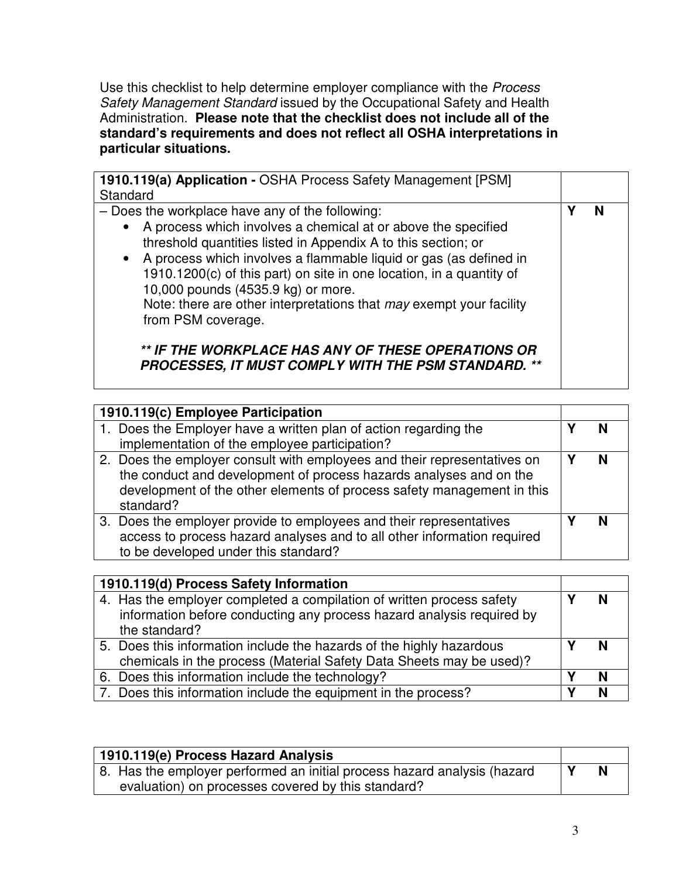Use this checklist to help determine employer compliance with the *Process Safety Management Standard* issued by the Occupational Safety and Health Administration. **Please note that the checklist does not include all of the standard's requirements and does not reflect all OSHA interpretations in particular situations.**

| **1910.119(a) Application -** OSHA Process Safety Management [PSM] Standard | |
|---|---|
| – Does the workplace have any of the following:<br>• A process which involves a chemical at or above the specified threshold quantities listed in Appendix A to this section; or<br>• A process which involves a flammable liquid or gas (as defined in 1910.1200(c) of this part) on site in one location, in a quantity of 10,000 pounds (4535.9 kg) or more.<br>Note: there are other interpretations that *may* exempt your facility from PSM coverage.<br><br>***\*\* IF THE WORKPLACE HAS ANY OF THESE OPERATIONS OR PROCESSES, IT MUST COMPLY WITH THE PSM STANDARD. \*\**** | **Y N** |

| **1910.119(c) Employee Participation** | |
|---|---|
| 1. Does the Employer have a written plan of action regarding the implementation of the employee participation? | **Y N** |
| 2. Does the employer consult with employees and their representatives on the conduct and development of process hazards analyses and on the development of the other elements of process safety management in this standard? | **Y N** |
| 3. Does the employer provide to employees and their representatives access to process hazard analyses and to all other information required to be developed under this standard? | **Y N** |

| **1910.119(d) Process Safety Information** | |
|---|---|
| 4. Has the employer completed a compilation of written process safety information before conducting any process hazard analysis required by the standard? | **Y N** |
| 5. Does this information include the hazards of the highly hazardous chemicals in the process (Material Safety Data Sheets may be used)? | **Y N** |
| 6. Does this information include the technology? | **Y N** |
| 7. Does this information include the equipment in the process? | **Y N** |

| **1910.119(e) Process Hazard Analysis** | |
|---|---|
| 8. Has the employer performed an initial process hazard analysis (hazard evaluation) on processes covered by this standard? | **Y N** |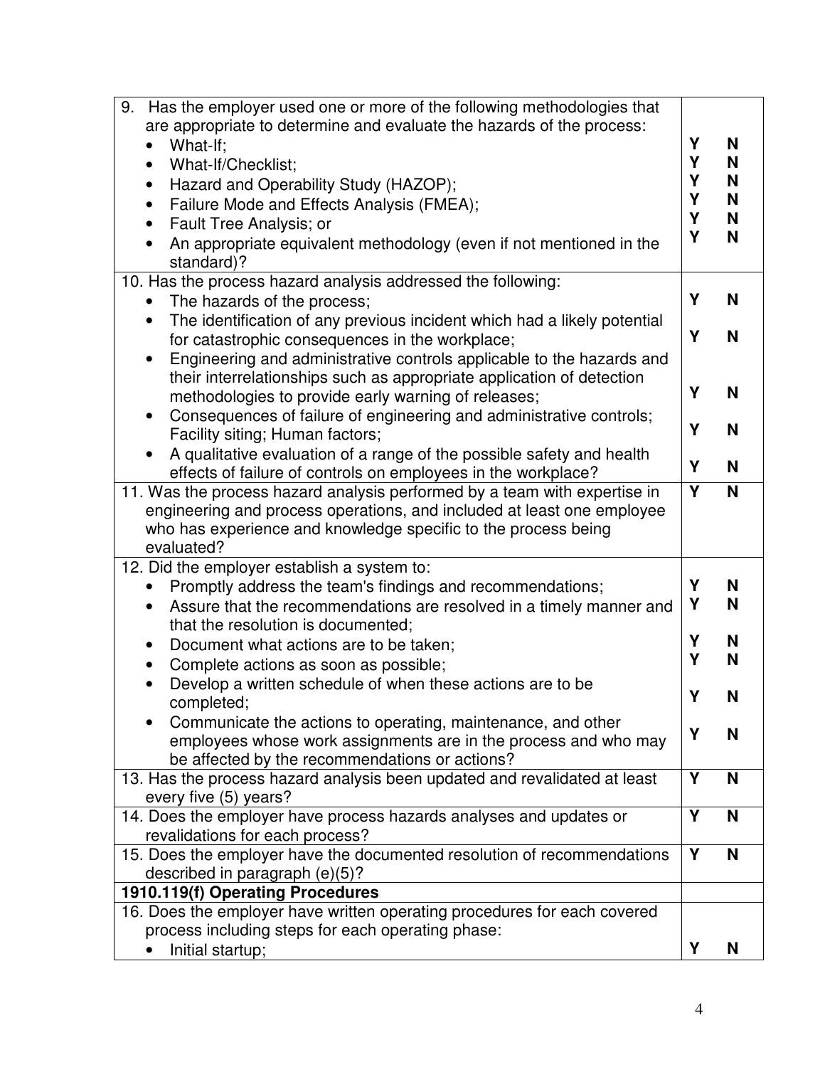| | |
|---|---|
| 9. Has the employer used one or more of the following methodologies that are appropriate to determine and evaluate the hazards of the process:<br>• What-If;<br>• What-If/Checklist;<br>• Hazard and Operability Study (HAZOP);<br>• Failure Mode and Effects Analysis (FMEA);<br>• Fault Tree Analysis; or<br>• An appropriate equivalent methodology (even if not mentioned in the standard)? | <br>**Y N**<br>**Y N**<br>**Y N**<br>**Y N**<br>**Y N**<br>**Y N** |
| 10. Has the process hazard analysis addressed the following:<br>• The hazards of the process;<br>• The identification of any previous incident which had a likely potential for catastrophic consequences in the workplace;<br>• Engineering and administrative controls applicable to the hazards and their interrelationships such as appropriate application of detection methodologies to provide early warning of releases;<br>• Consequences of failure of engineering and administrative controls; Facility siting; Human factors;<br>• A qualitative evaluation of a range of the possible safety and health effects of failure of controls on employees in the workplace? | <br>**Y N**<br>**Y N**<br>**Y N**<br>**Y N**<br>**Y N** |
| 11. Was the process hazard analysis performed by a team with expertise in engineering and process operations, and included at least one employee who has experience and knowledge specific to the process being evaluated? | **Y N** |
| 12. Did the employer establish a system to:<br>• Promptly address the team's findings and recommendations;<br>• Assure that the recommendations are resolved in a timely manner and that the resolution is documented;<br>• Document what actions are to be taken;<br>• Complete actions as soon as possible;<br>• Develop a written schedule of when these actions are to be completed;<br>• Communicate the actions to operating, maintenance, and other employees whose work assignments are in the process and who may be affected by the recommendations or actions? | <br>**Y N**<br>**Y N**<br>**Y N**<br>**Y N**<br>**Y N**<br>**Y N** |
| 13. Has the process hazard analysis been updated and revalidated at least every five (5) years? | **Y N** |
| 14. Does the employer have process hazards analyses and updates or revalidations for each process? | **Y N** |
| 15. Does the employer have the documented resolution of recommendations described in paragraph (e)(5)? | **Y N** |
| **1910.119(f) Operating Procedures** | |
| 16. Does the employer have written operating procedures for each covered process including steps for each operating phase:<br>• Initial startup; | <br>**Y N** |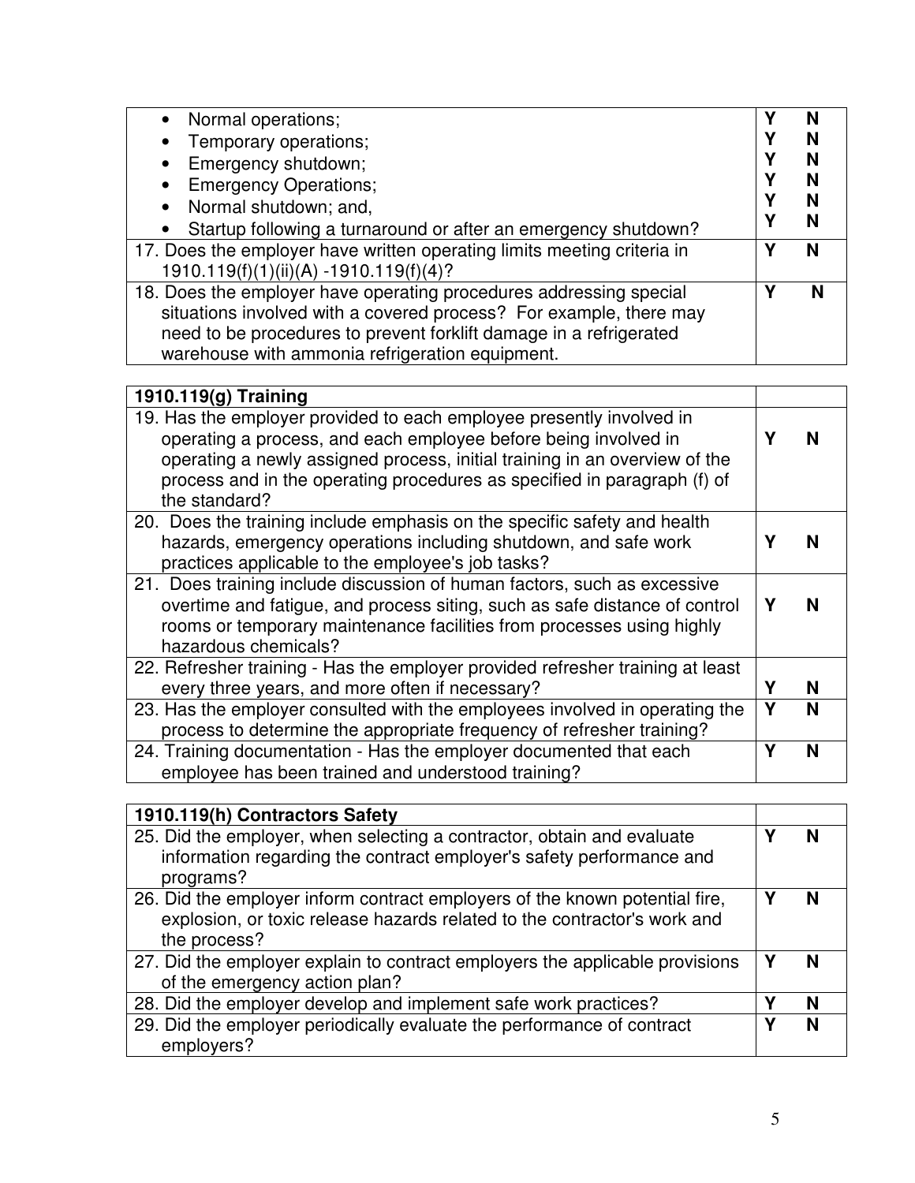| | | |
|---|---|---|
| • Normal operations;<br>• Temporary operations;<br>• Emergency shutdown;<br>• Emergency Operations;<br>• Normal shutdown; and,<br>• Startup following a turnaround or after an emergency shutdown? | Y<br>Y<br>Y<br>Y<br>Y<br>Y | N<br>N<br>N<br>N<br>N<br>N |
| 17. Does the employer have written operating limits meeting criteria in 1910.119(f)(1)(ii)(A) -1910.119(f)(4)? | Y | N |
| 18. Does the employer have operating procedures addressing special situations involved with a covered process? For example, there may need to be procedures to prevent forklift damage in a refrigerated warehouse with ammonia refrigeration equipment. | Y | N |

| **1910.119(g) Training** | | |
|---|---|---|
| 19. Has the employer provided to each employee presently involved in operating a process, and each employee before being involved in operating a newly assigned process, initial training in an overview of the process and in the operating procedures as specified in paragraph (f) of the standard? | Y | N |
| 20. Does the training include emphasis on the specific safety and health hazards, emergency operations including shutdown, and safe work practices applicable to the employee's job tasks? | Y | N |
| 21. Does training include discussion of human factors, such as excessive overtime and fatigue, and process siting, such as safe distance of control rooms or temporary maintenance facilities from processes using highly hazardous chemicals? | Y | N |
| 22. Refresher training - Has the employer provided refresher training at least every three years, and more often if necessary? | Y | N |
| 23. Has the employer consulted with the employees involved in operating the process to determine the appropriate frequency of refresher training? | Y | N |
| 24. Training documentation - Has the employer documented that each employee has been trained and understood training? | Y | N |

| **1910.119(h) Contractors Safety** | | |
|---|---|---|
| 25. Did the employer, when selecting a contractor, obtain and evaluate information regarding the contract employer's safety performance and programs? | Y | N |
| 26. Did the employer inform contract employers of the known potential fire, explosion, or toxic release hazards related to the contractor's work and the process? | Y | N |
| 27. Did the employer explain to contract employers the applicable provisions of the emergency action plan? | Y | N |
| 28. Did the employer develop and implement safe work practices? | Y | N |
| 29. Did the employer periodically evaluate the performance of contract employers? | Y | N |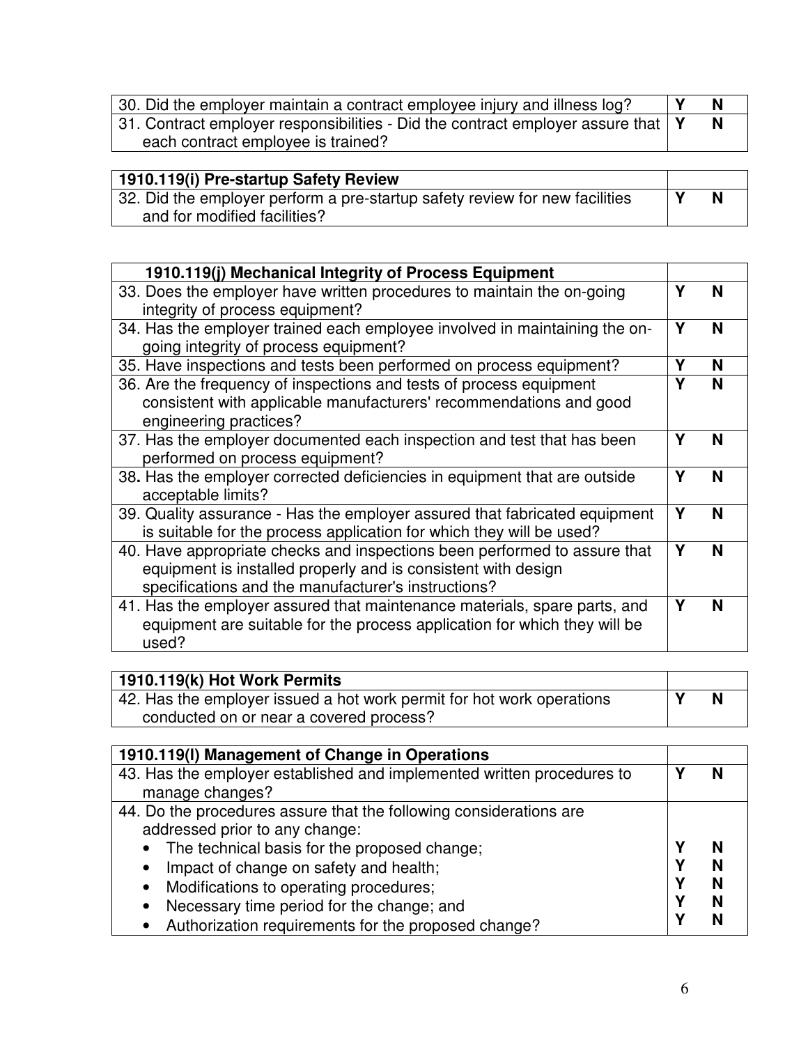| | |
|---|---|
| 30. Did the employer maintain a contract employee injury and illness log? | **Y N** |
| 31. Contract employer responsibilities - Did the contract employer assure that each contract employee is trained? | **Y N** |

| **1910.119(i) Pre-startup Safety Review** | |
|---|---|
| 32. Did the employer perform a pre-startup safety review for new facilities and for modified facilities? | **Y N** |

| **1910.119(j) Mechanical Integrity of Process Equipment** | |
|---|---|
| 33. Does the employer have written procedures to maintain the on-going integrity of process equipment? | **Y N** |
| 34. Has the employer trained each employee involved in maintaining the on-going integrity of process equipment? | **Y N** |
| 35. Have inspections and tests been performed on process equipment? | **Y N** |
| 36. Are the frequency of inspections and tests of process equipment consistent with applicable manufacturers' recommendations and good engineering practices? | **Y N** |
| 37. Has the employer documented each inspection and test that has been performed on process equipment? | **Y N** |
| 38. Has the employer corrected deficiencies in equipment that are outside acceptable limits? | **Y N** |
| 39. Quality assurance - Has the employer assured that fabricated equipment is suitable for the process application for which they will be used? | **Y N** |
| 40. Have appropriate checks and inspections been performed to assure that equipment is installed properly and is consistent with design specifications and the manufacturer's instructions? | **Y N** |
| 41. Has the employer assured that maintenance materials, spare parts, and equipment are suitable for the process application for which they will be used? | **Y N** |

| **1910.119(k) Hot Work Permits** | |
|---|---|
| 42. Has the employer issued a hot work permit for hot work operations conducted on or near a covered process? | **Y N** |

| **1910.119(l) Management of Change in Operations** | |
|---|---|
| 43. Has the employer established and implemented written procedures to manage changes? | **Y N** |
| 44. Do the procedures assure that the following considerations are addressed prior to any change: | |
| • The technical basis for the proposed change; | **Y N** |
| • Impact of change on safety and health; | **Y N** |
| • Modifications to operating procedures; | **Y N** |
| • Necessary time period for the change; and | **Y N** |
| • Authorization requirements for the proposed change? | **Y N** |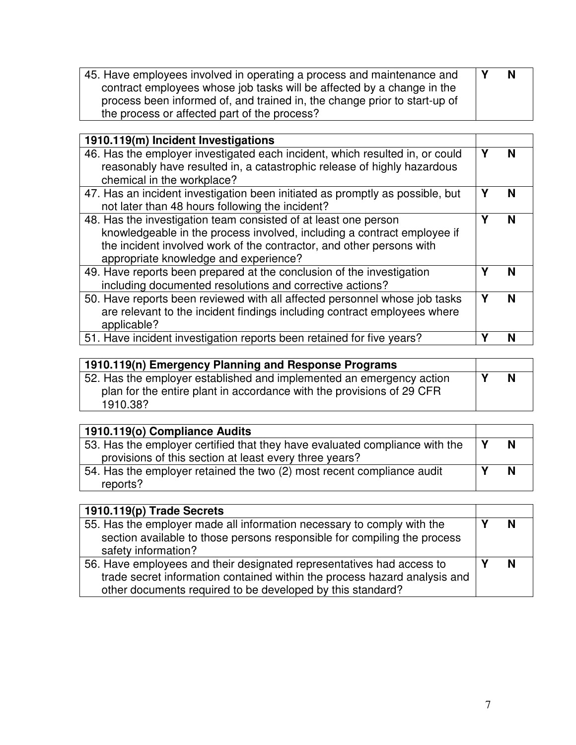| | | |
|---|---|---|
| 45. Have employees involved in operating a process and maintenance and contract employees whose job tasks will be affected by a change in the process been informed of, and trained in, the change prior to start-up of the process or affected part of the process? | **Y** | **N** |

| **1910.119(m) Incident Investigations** | | |
|---|---|---|
| 46. Has the employer investigated each incident, which resulted in, or could reasonably have resulted in, a catastrophic release of highly hazardous chemical in the workplace? | **Y** | **N** |
| 47. Has an incident investigation been initiated as promptly as possible, but not later than 48 hours following the incident? | **Y** | **N** |
| 48. Has the investigation team consisted of at least one person knowledgeable in the process involved, including a contract employee if the incident involved work of the contractor, and other persons with appropriate knowledge and experience? | **Y** | **N** |
| 49. Have reports been prepared at the conclusion of the investigation including documented resolutions and corrective actions? | **Y** | **N** |
| 50. Have reports been reviewed with all affected personnel whose job tasks are relevant to the incident findings including contract employees where applicable? | **Y** | **N** |
| 51. Have incident investigation reports been retained for five years? | **Y** | **N** |

| **1910.119(n) Emergency Planning and Response Programs** | | |
|---|---|---|
| 52. Has the employer established and implemented an emergency action plan for the entire plant in accordance with the provisions of 29 CFR 1910.38? | **Y** | **N** |

| **1910.119(o) Compliance Audits** | | |
|---|---|---|
| 53. Has the employer certified that they have evaluated compliance with the provisions of this section at least every three years? | **Y** | **N** |
| 54. Has the employer retained the two (2) most recent compliance audit reports? | **Y** | **N** |

| **1910.119(p) Trade Secrets** | | |
|---|---|---|
| 55. Has the employer made all information necessary to comply with the section available to those persons responsible for compiling the process safety information? | **Y** | **N** |
| 56. Have employees and their designated representatives had access to trade secret information contained within the process hazard analysis and other documents required to be developed by this standard? | **Y** | **N** |